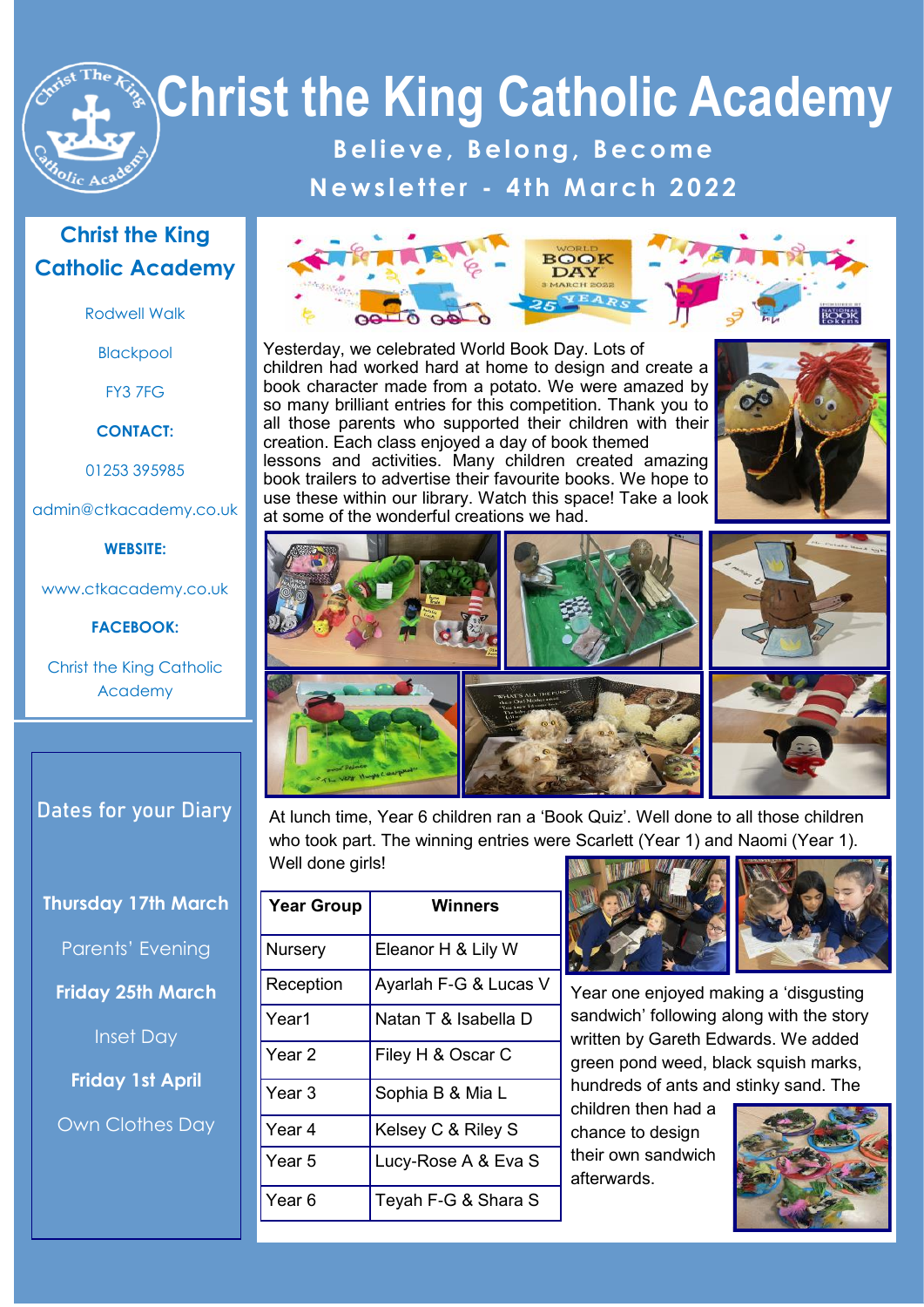# Christ the King Catholic Academy

**Believe, Belong, Become**

**Newsletter - 4th March 2022**

## Christ the King Catholic Academy

Rodwell Walk

Blackpool

FY3 7FG

**CONTACT:**

01253 395985

admin@ctkacademy.co.uk

**WEBSITE:**

www.ctkacademy.co.uk

**FACEBOOK:**

Christ the King Catholic Academy

## Dates for your Diary

**Thursday 17th March**

Parents' Evening

**Friday 25th March**

Inset Day

**Friday 1st April**

Own Clothes Day

---

Yesterday, we celebrated World Book Day. Lots of children had worked hard at home to design and create a book character made from a potato. We were amazed by so many brilliant entries for this competition. Thank you to all those parents who supported their children with their creation. Each class enjoyed a day of book themed lessons and activities. Many children created amazing book trailers to advertise their favourite books. We hope to use these within our library. Watch this space! Take a look at some of the wonderful creations we had.

At lunch time, Year 6 children ran a 'Book Quiz'. Well done to all those children who took part. The winning entries were Scarlett (Year 1) and Naomi (Year 1). Well done girls!

| Year Group | Winners |
|---|---|
| Nursery | Eleanor H & Lily W |
| Reception | Ayarlah F-G & Lucas V |
| Year1 | Natan T & Isabella D |
| Year 2 | Filey H & Oscar C |
| Year 3 | Sophia B & Mia L |
| Year 4 | Kelsey C & Riley S |
| Year 5 | Lucy-Rose A & Eva S |
| Year 6 | Teyah F-G & Shara S |

Year one enjoyed making a 'disgusting sandwich' following along with the story written by Gareth Edwards. We added green pond weed, black squish marks, hundreds of ants and stinky sand. The children then had a chance to design their own sandwich afterwards.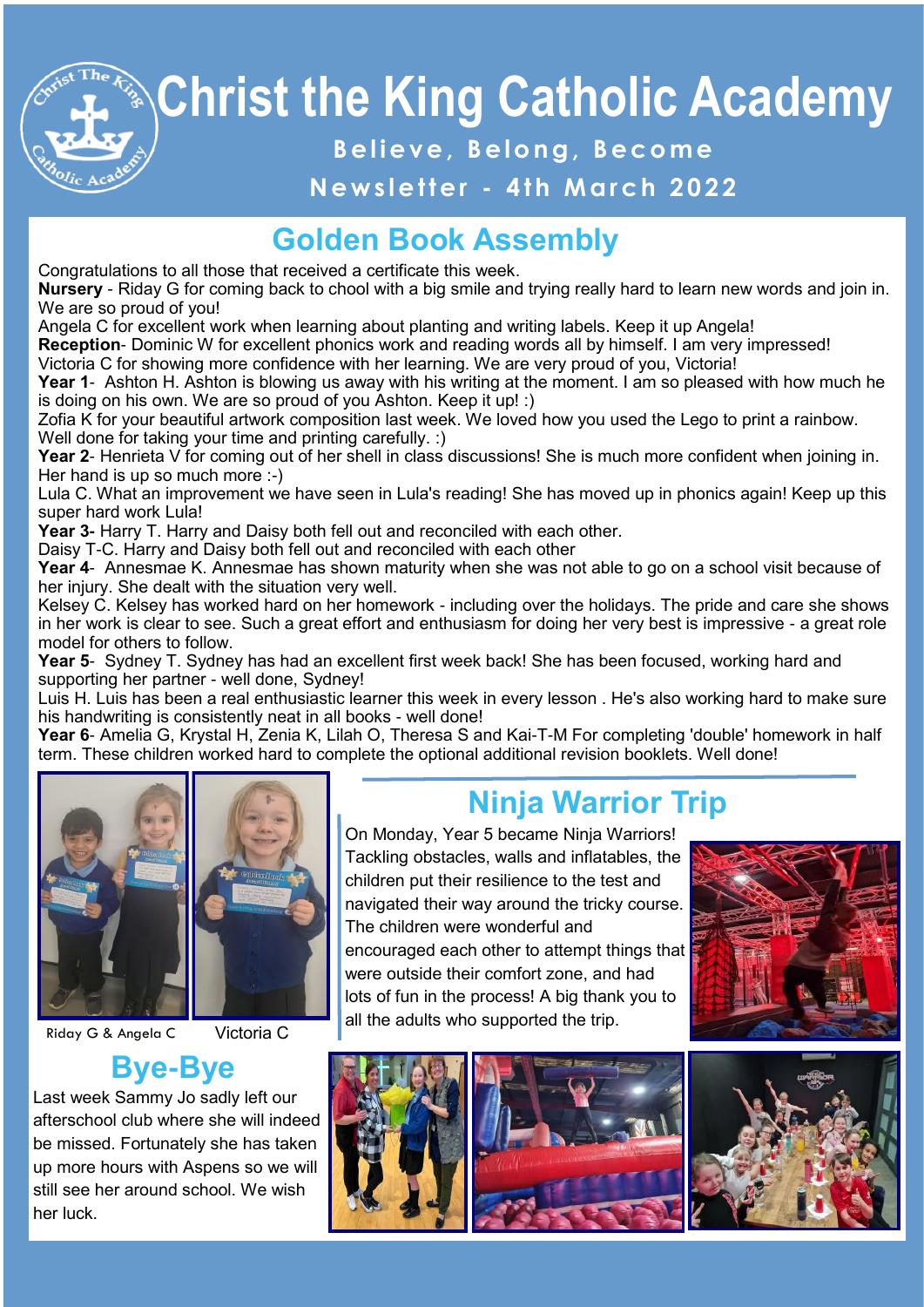# Christ the King Catholic Academy

**Believe, Belong, Become**

**Newsletter - 4th March 2022**

## Golden Book Assembly

Congratulations to all those that received a certificate this week.

**Nursery** - Riday G for coming back to chool with a big smile and trying really hard to learn new words and join in. We are so proud of you!

Angela C for excellent work when learning about planting and writing labels. Keep it up Angela!

**Reception**- Dominic W for excellent phonics work and reading words all by himself. I am very impressed!

Victoria C for showing more confidence with her learning. We are very proud of you, Victoria!

**Year 1**- Ashton H. Ashton is blowing us away with his writing at the moment. I am so pleased with how much he is doing on his own. We are so proud of you Ashton. Keep it up! :)

Zofia K for your beautiful artwork composition last week. We loved how you used the Lego to print a rainbow. Well done for taking your time and printing carefully. :)

**Year 2**- Henrieta V for coming out of her shell in class discussions! She is much more confident when joining in. Her hand is up so much more :-)

Lula C. What an improvement we have seen in Lula's reading! She has moved up in phonics again! Keep up this super hard work Lula!

**Year 3-** Harry T. Harry and Daisy both fell out and reconciled with each other.

Daisy T-C. Harry and Daisy both fell out and reconciled with each other

**Year 4**- Annesmae K. Annesmae has shown maturity when she was not able to go on a school visit because of her injury. She dealt with the situation very well.

Kelsey C. Kelsey has worked hard on her homework - including over the holidays. The pride and care she shows in her work is clear to see. Such a great effort and enthusiasm for doing her very best is impressive - a great role model for others to follow.

**Year 5**- Sydney T. Sydney has had an excellent first week back! She has been focused, working hard and supporting her partner - well done, Sydney!

Luis H. Luis has been a real enthusiastic learner this week in every lesson . He's also working hard to make sure his handwriting is consistently neat in all books - well done!

**Year 6**- Amelia G, Krystal H, Zenia K, Lilah O, Theresa S and Kai-T-M For completing 'double' homework in half term. These children worked hard to complete the optional additional revision booklets. Well done!

Riday G & Angela C

Victoria C

## Ninja Warrior Trip

On Monday, Year 5 became Ninja Warriors! Tackling obstacles, walls and inflatables, the children put their resilience to the test and navigated their way around the tricky course. The children were wonderful and encouraged each other to attempt things that were outside their comfort zone, and had lots of fun in the process! A big thank you to all the adults who supported the trip.

## Bye-Bye

Last week Sammy Jo sadly left our afterschool club where she will indeed be missed. Fortunately she has taken up more hours with Aspens so we will still see her around school. We wish her luck.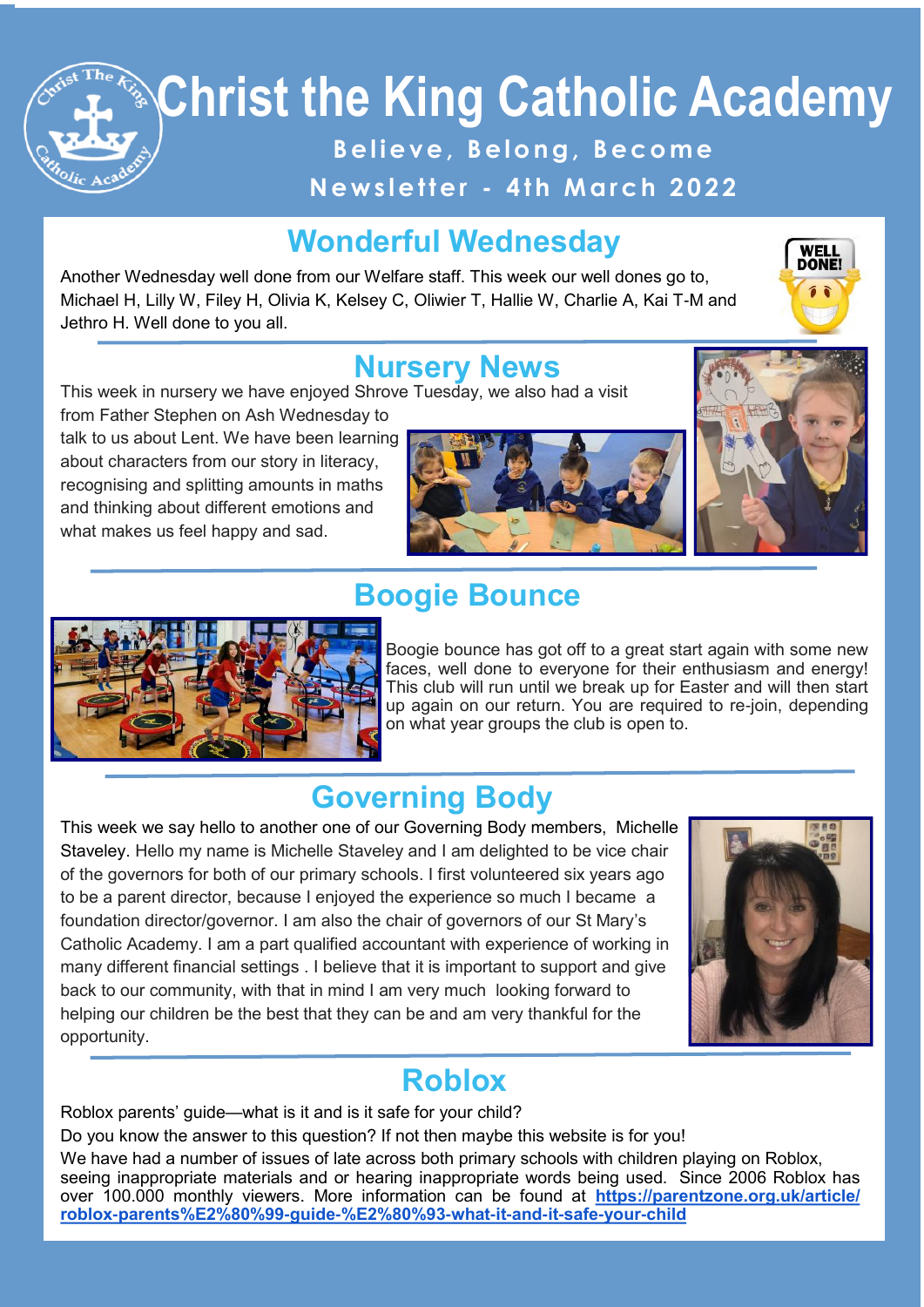# Christ the King Catholic Academy

**Believe, Belong, Become**

**Newsletter - 4th March 2022**

## Wonderful Wednesday

Another Wednesday well done from our Welfare staff. This week our well dones go to, Michael H, Lilly W, Filey H, Olivia K, Kelsey C, Oliwier T, Hallie W, Charlie A, Kai T-M and Jethro H. Well done to you all.

## Nursery News

This week in nursery we have enjoyed Shrove Tuesday, we also had a visit from Father Stephen on Ash Wednesday to talk to us about Lent. We have been learning about characters from our story in literacy, recognising and splitting amounts in maths and thinking about different emotions and what makes us feel happy and sad.

## Boogie Bounce

Boogie bounce has got off to a great start again with some new faces, well done to everyone for their enthusiasm and energy! This club will run until we break up for Easter and will then start up again on our return. You are required to re-join, depending on what year groups the club is open to.

## Governing Body

This week we say hello to another one of our Governing Body members, Michelle Staveley. Hello my name is Michelle Staveley and I am delighted to be vice chair of the governors for both of our primary schools. I first volunteered six years ago to be a parent director, because I enjoyed the experience so much I became a foundation director/governor. I am also the chair of governors of our St Mary's Catholic Academy. I am a part qualified accountant with experience of working in many different financial settings . I believe that it is important to support and give back to our community, with that in mind I am very much looking forward to helping our children be the best that they can be and am very thankful for the opportunity.

## Roblox

Roblox parents' guide—what is it and is it safe for your child?

Do you know the answer to this question? If not then maybe this website is for you!

We have had a number of issues of late across both primary schools with children playing on Roblox, seeing inappropriate materials and or hearing inappropriate words being used. Since 2006 Roblox has over 100.000 monthly viewers. More information can be found at **https://parentzone.org.uk/article/roblox-parents%E2%80%99-guide-%E2%80%93-what-it-and-it-safe-your-child**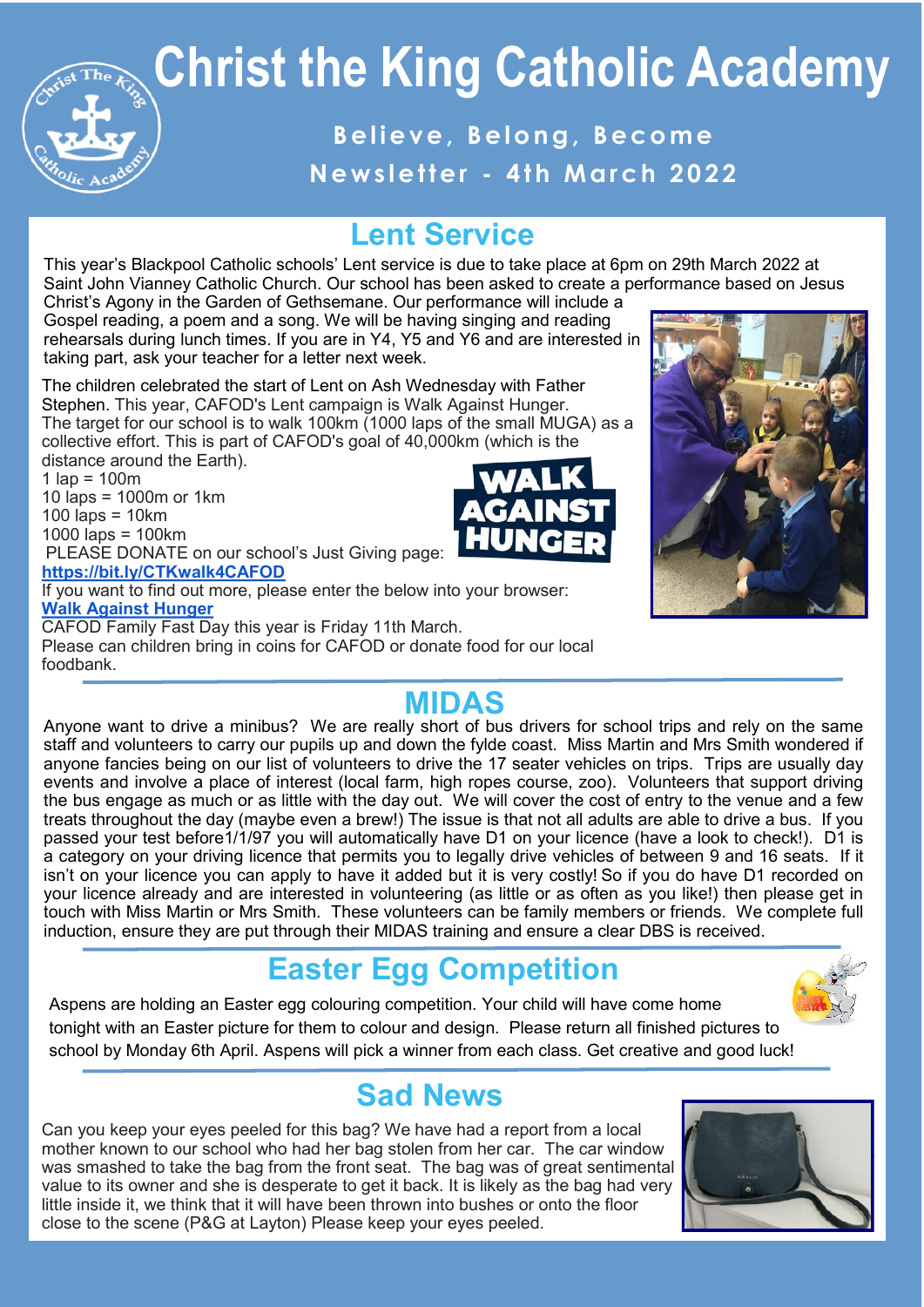# Christ the King Catholic Academy

**Believe, Belong, Become**

**Newsletter - 4th March 2022**

## Lent Service

This year's Blackpool Catholic schools' Lent service is due to take place at 6pm on 29th March 2022 at Saint John Vianney Catholic Church. Our school has been asked to create a performance based on Jesus Christ's Agony in the Garden of Gethsemane. Our performance will include a Gospel reading, a poem and a song. We will be having singing and reading rehearsals during lunch times. If you are in Y4, Y5 and Y6 and are interested in taking part, ask your teacher for a letter next week.

The children celebrated the start of Lent on Ash Wednesday with Father Stephen. This year, CAFOD's Lent campaign is Walk Against Hunger. The target for our school is to walk 100km (1000 laps of the small MUGA) as a collective effort. This is part of CAFOD's goal of 40,000km (which is the distance around the Earth).

1 lap = 100m
10 laps = 1000m or 1km
100 laps = 10km
1000 laps = 100km

PLEASE DONATE on our school's Just Giving page: **https://bit.ly/CTKwalk4CAFOD**

If you want to find out more, please enter the below into your browser: **Walk Against Hunger**

CAFOD Family Fast Day this year is Friday 11th March.
Please can children bring in coins for CAFOD or donate food for our local foodbank.

## MIDAS

Anyone want to drive a minibus? We are really short of bus drivers for school trips and rely on the same staff and volunteers to carry our pupils up and down the fylde coast. Miss Martin and Mrs Smith wondered if anyone fancies being on our list of volunteers to drive the 17 seater vehicles on trips. Trips are usually day events and involve a place of interest (local farm, high ropes course, zoo). Volunteers that support driving the bus engage as much or as little with the day out. We will cover the cost of entry to the venue and a few treats throughout the day (maybe even a brew!) The issue is that not all adults are able to drive a bus. If you passed your test before1/1/97 you will automatically have D1 on your licence (have a look to check!). D1 is a category on your driving licence that permits you to legally drive vehicles of between 9 and 16 seats. If it isn't on your licence you can apply to have it added but it is very costly! So if you do have D1 recorded on your licence already and are interested in volunteering (as little or as often as you like!) then please get in touch with Miss Martin or Mrs Smith. These volunteers can be family members or friends. We complete full induction, ensure they are put through their MIDAS training and ensure a clear DBS is received.

## Easter Egg Competition

Aspens are holding an Easter egg colouring competition. Your child will have come home tonight with an Easter picture for them to colour and design. Please return all finished pictures to school by Monday 6th April. Aspens will pick a winner from each class. Get creative and good luck!

## Sad News

Can you keep your eyes peeled for this bag? We have had a report from a local mother known to our school who had her bag stolen from her car. The car window was smashed to take the bag from the front seat. The bag was of great sentimental value to its owner and she is desperate to get it back. It is likely as the bag had very little inside it, we think that it will have been thrown into bushes or onto the floor close to the scene (P&G at Layton) Please keep your eyes peeled.